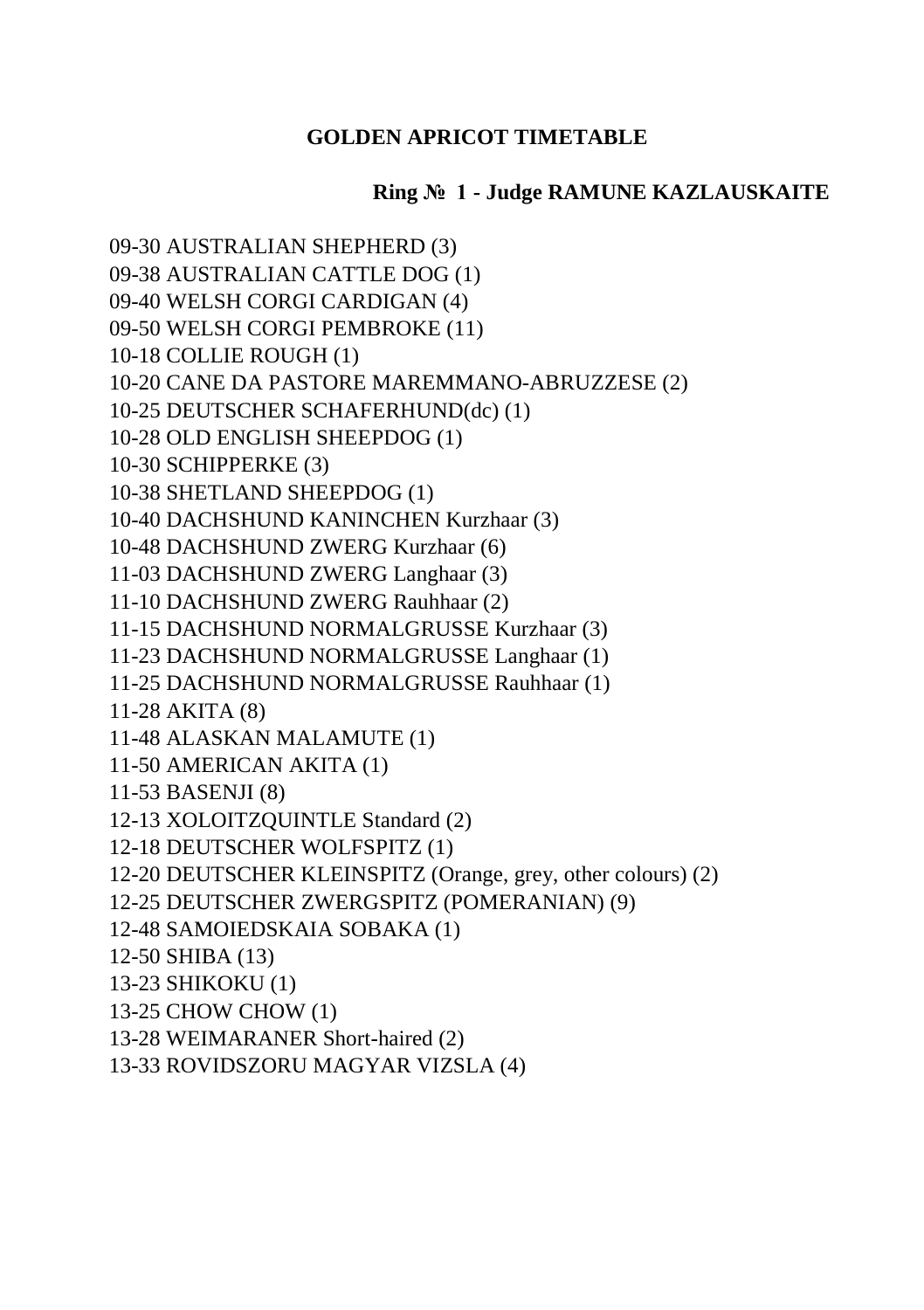# GOLDEN APRICOT TIMETABLE

## Ring № 1 - Judge RAMUNE KAZLAUSKAITE

09-30 AUSTRALIAN SHEPHERD (3)
09-38 AUSTRALIAN CATTLE DOG (1)
09-40 WELSH CORGI CARDIGAN (4)
09-50 WELSH CORGI PEMBROKE (11)
10-18 COLLIE ROUGH (1)
10-20 CANE DA PASTORE MAREMMANO-ABRUZZESE (2)
10-25 DEUTSCHER SCHAFERHUND(dc) (1)
10-28 OLD ENGLISH SHEEPDOG (1)
10-30 SCHIPPERKE (3)
10-38 SHETLAND SHEEPDOG (1)
10-40 DACHSHUND KANINCHEN Kurzhaar (3)
10-48 DACHSHUND ZWERG Kurzhaar (6)
11-03 DACHSHUND ZWERG Langhaar (3)
11-10 DACHSHUND ZWERG Rauhhaar (2)
11-15 DACHSHUND NORMALGRUSSE Kurzhaar (3)
11-23 DACHSHUND NORMALGRUSSE Langhaar (1)
11-25 DACHSHUND NORMALGRUSSE Rauhhaar (1)
11-28 AKITA (8)
11-48 ALASKAN MALAMUTE (1)
11-50 AMERICAN AKITA (1)
11-53 BASENJI (8)
12-13 XOLOITZQUINTLE Standard (2)
12-18 DEUTSCHER WOLFSPITZ (1)
12-20 DEUTSCHER KLEINSPITZ (Orange, grey, other colours) (2)
12-25 DEUTSCHER ZWERGSPITZ (POMERANIAN) (9)
12-48 SAMOIEDSKAIA SOBAKA (1)
12-50 SHIBA (13)
13-23 SHIKOKU (1)
13-25 CHOW CHOW (1)
13-28 WEIMARANER Short-haired (2)
13-33 ROVIDSZORU MAGYAR VIZSLA (4)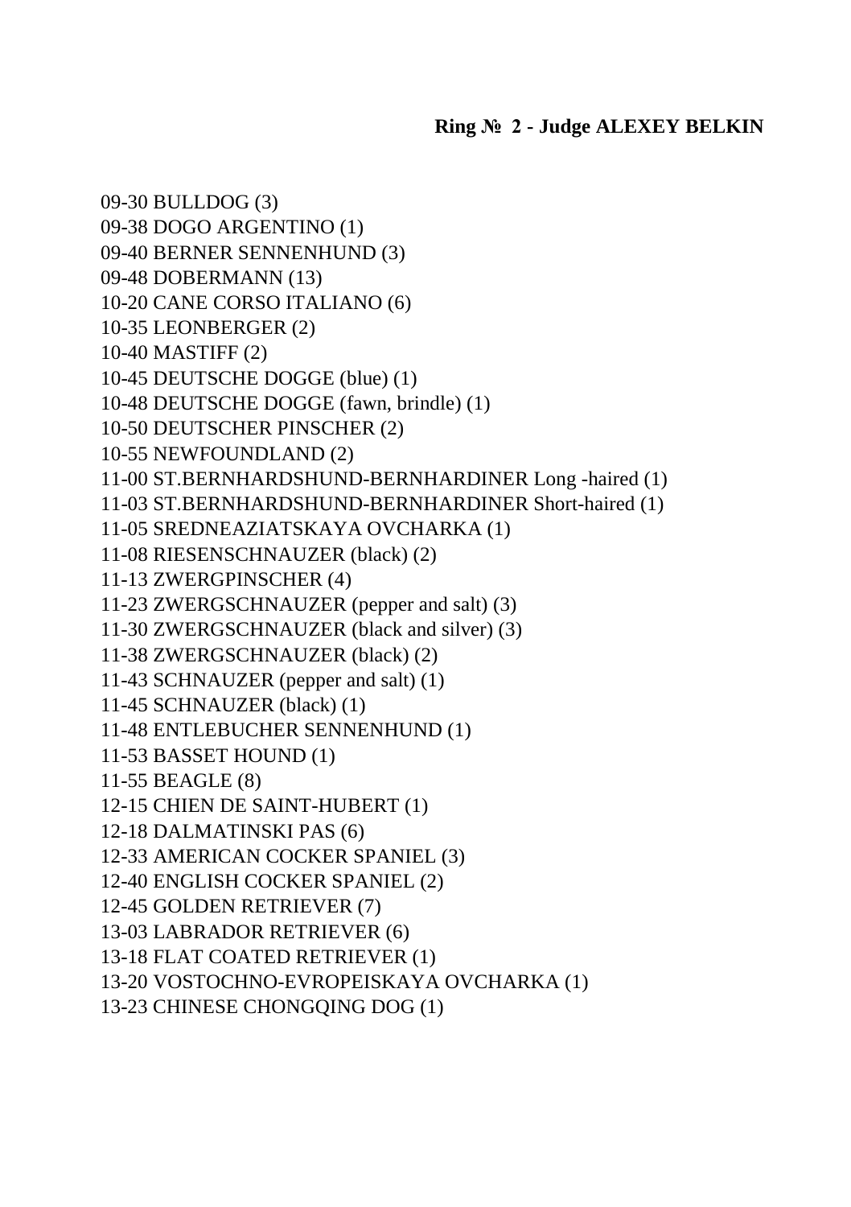**Ring № 2 - Judge ALEXEY BELKIN**

09-30 BULLDOG (3)
09-38 DOGO ARGENTINO (1)
09-40 BERNER SENNENHUND (3)
09-48 DOBERMANN (13)
10-20 CANE CORSO ITALIANO (6)
10-35 LEONBERGER (2)
10-40 MASTIFF (2)
10-45 DEUTSCHE DOGGE (blue) (1)
10-48 DEUTSCHE DOGGE (fawn, brindle) (1)
10-50 DEUTSCHER PINSCHER (2)
10-55 NEWFOUNDLAND (2)
11-00 ST.BERNHARDSHUND-BERNHARDINER Long -haired (1)
11-03 ST.BERNHARDSHUND-BERNHARDINER Short-haired (1)
11-05 SREDNEAZIATSKAYA OVCHARKA (1)
11-08 RIESENSCHNAUZER (black) (2)
11-13 ZWERGPINSCHER (4)
11-23 ZWERGSCHNAUZER (pepper and salt) (3)
11-30 ZWERGSCHNAUZER (black and silver) (3)
11-38 ZWERGSCHNAUZER (black) (2)
11-43 SCHNAUZER (pepper and salt) (1)
11-45 SCHNAUZER (black) (1)
11-48 ENTLEBUCHER SENNENHUND (1)
11-53 BASSET HOUND (1)
11-55 BEAGLE (8)
12-15 CHIEN DE SAINT-HUBERT (1)
12-18 DALMATINSKI PAS (6)
12-33 AMERICAN COCKER SPANIEL (3)
12-40 ENGLISH COCKER SPANIEL (2)
12-45 GOLDEN RETRIEVER (7)
13-03 LABRADOR RETRIEVER (6)
13-18 FLAT COATED RETRIEVER (1)
13-20 VOSTOCHNO-EVROPEISKAYA OVCHARKA (1)
13-23 CHINESE CHONGQING DOG (1)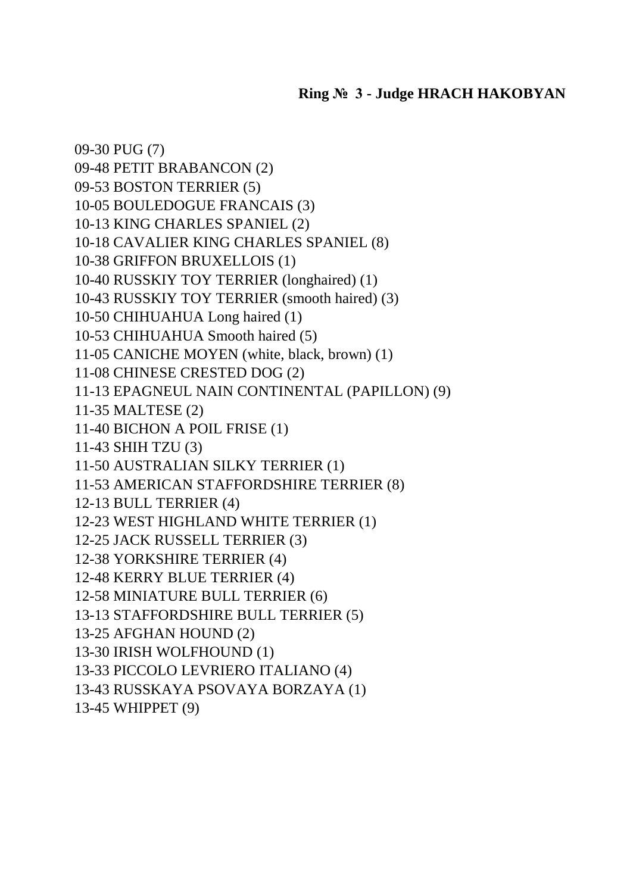**Ring № 3 - Judge HRACH HAKOBYAN**

09-30 PUG (7)
09-48 PETIT BRABANCON (2)
09-53 BOSTON TERRIER (5)
10-05 BOULEDOGUE FRANCAIS (3)
10-13 KING CHARLES SPANIEL (2)
10-18 CAVALIER KING CHARLES SPANIEL (8)
10-38 GRIFFON BRUXELLOIS (1)
10-40 RUSSKIY TOY TERRIER (longhaired) (1)
10-43 RUSSKIY TOY TERRIER (smooth haired) (3)
10-50 CHIHUAHUA Long haired (1)
10-53 CHIHUAHUA Smooth haired (5)
11-05 CANICHE MOYEN (white, black, brown) (1)
11-08 CHINESE CRESTED DOG (2)
11-13 EPAGNEUL NAIN CONTINENTAL (PAPILLON) (9)
11-35 MALTESE (2)
11-40 BICHON A POIL FRISE (1)
11-43 SHIH TZU (3)
11-50 AUSTRALIAN SILKY TERRIER (1)
11-53 AMERICAN STAFFORDSHIRE TERRIER (8)
12-13 BULL TERRIER (4)
12-23 WEST HIGHLAND WHITE TERRIER (1)
12-25 JACK RUSSELL TERRIER (3)
12-38 YORKSHIRE TERRIER (4)
12-48 KERRY BLUE TERRIER (4)
12-58 MINIATURE BULL TERRIER (6)
13-13 STAFFORDSHIRE BULL TERRIER (5)
13-25 AFGHAN HOUND (2)
13-30 IRISH WOLFHOUND (1)
13-33 PICCOLO LEVRIERO ITALIANO (4)
13-43 RUSSKAYA PSOVAYA BORZAYA (1)
13-45 WHIPPET (9)